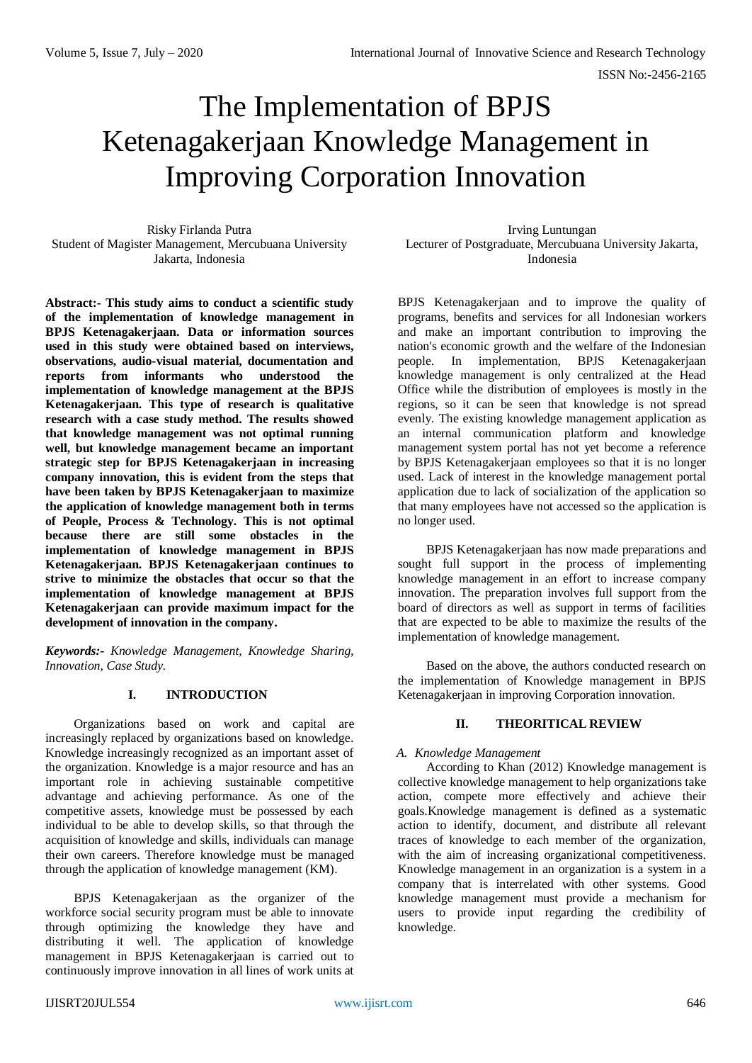# The Implementation of BPJS Ketenagakerjaan Knowledge Management in Improving Corporation Innovation

Risky Firlanda Putra
Student of Magister Management, Mercubuana University
Jakarta, Indonesia

Irving Luntungan
Lecturer of Postgraduate, Mercubuana University Jakarta, Indonesia

**Abstract:- This study aims to conduct a scientific study of the implementation of knowledge management in BPJS Ketenagakerjaan. Data or information sources used in this study were obtained based on interviews, observations, audio-visual material, documentation and reports from informants who understood the implementation of knowledge management at the BPJS Ketenagakerjaan. This type of research is qualitative research with a case study method. The results showed that knowledge management was not optimal running well, but knowledge management became an important strategic step for BPJS Ketenagakerjaan in increasing company innovation, this is evident from the steps that have been taken by BPJS Ketenagakerjaan to maximize the application of knowledge management both in terms of People, Process & Technology. This is not optimal because there are still some obstacles in the implementation of knowledge management in BPJS Ketenagakerjaan. BPJS Ketenagakerjaan continues to strive to minimize the obstacles that occur so that the implementation of knowledge management at BPJS Ketenagakerjaan can provide maximum impact for the development of innovation in the company.**

***Keywords:-*** *Knowledge Management, Knowledge Sharing, Innovation, Case Study.*

## I. INTRODUCTION

Organizations based on work and capital are increasingly replaced by organizations based on knowledge. Knowledge increasingly recognized as an important asset of the organization. Knowledge is a major resource and has an important role in achieving sustainable competitive advantage and achieving performance. As one of the competitive assets, knowledge must be possessed by each individual to be able to develop skills, so that through the acquisition of knowledge and skills, individuals can manage their own careers. Therefore knowledge must be managed through the application of knowledge management (KM).

BPJS Ketenagakerjaan as the organizer of the workforce social security program must be able to innovate through optimizing the knowledge they have and distributing it well. The application of knowledge management in BPJS Ketenagakerjaan is carried out to continuously improve innovation in all lines of work units at BPJS Ketenagakerjaan and to improve the quality of programs, benefits and services for all Indonesian workers and make an important contribution to improving the nation's economic growth and the welfare of the Indonesian people. In implementation, BPJS Ketenagakerjaan knowledge management is only centralized at the Head Office while the distribution of employees is mostly in the regions, so it can be seen that knowledge is not spread evenly. The existing knowledge management application as an internal communication platform and knowledge management system portal has not yet become a reference by BPJS Ketenagakerjaan employees so that it is no longer used. Lack of interest in the knowledge management portal application due to lack of socialization of the application so that many employees have not accessed so the application is no longer used.

BPJS Ketenagakerjaan has now made preparations and sought full support in the process of implementing knowledge management in an effort to increase company innovation. The preparation involves full support from the board of directors as well as support in terms of facilities that are expected to be able to maximize the results of the implementation of knowledge management.

Based on the above, the authors conducted research on the implementation of Knowledge management in BPJS Ketenagakerjaan in improving Corporation innovation.

## II. THEORITICAL REVIEW

### *A. Knowledge Management*

According to Khan (2012) Knowledge management is collective knowledge management to help organizations take action, compete more effectively and achieve their goals.Knowledge management is defined as a systematic action to identify, document, and distribute all relevant traces of knowledge to each member of the organization, with the aim of increasing organizational competitiveness. Knowledge management in an organization is a system in a company that is interrelated with other systems. Good knowledge management must provide a mechanism for users to provide input regarding the credibility of knowledge.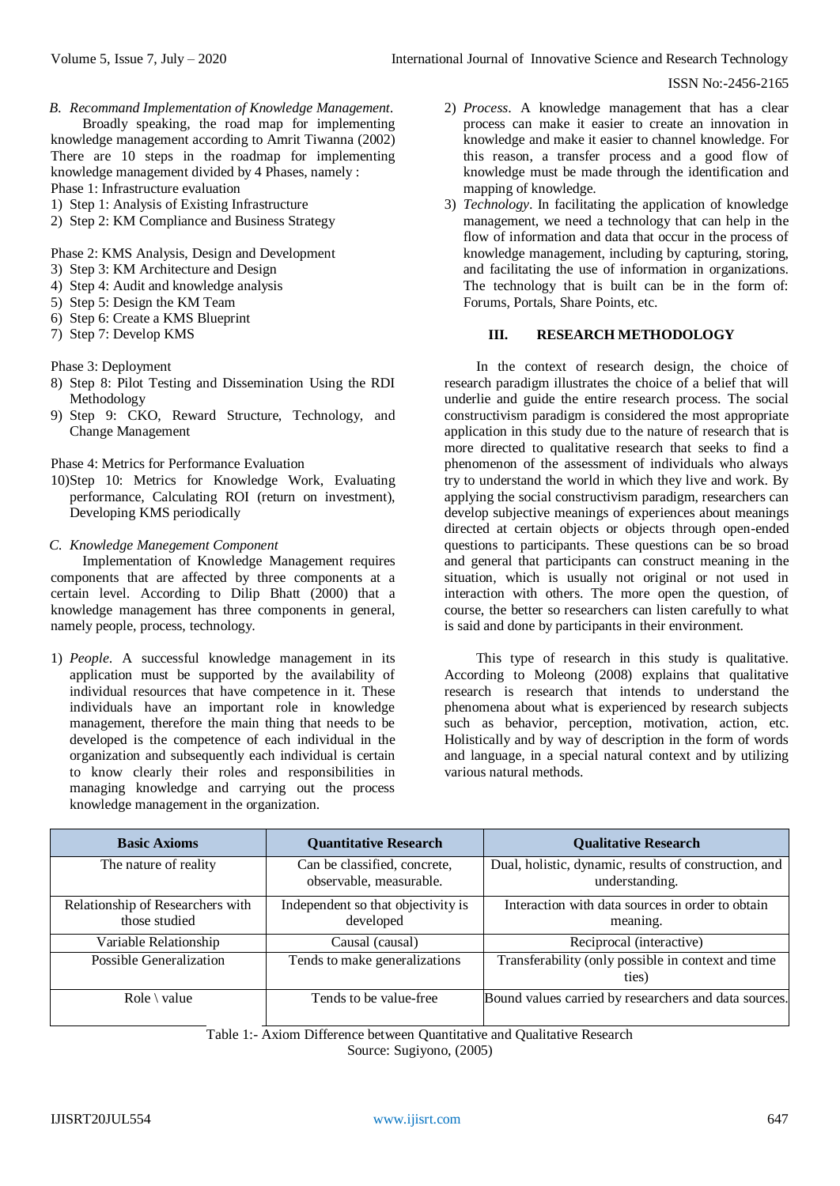*B. Recommand Implementation of Knowledge Management.*

Broadly speaking, the road map for implementing knowledge management according to Amrit Tiwanna (2002) There are 10 steps in the roadmap for implementing knowledge management divided by 4 Phases, namely :

Phase 1: Infrastructure evaluation

1) Step 1: Analysis of Existing Infrastructure
2) Step 2: KM Compliance and Business Strategy

Phase 2: KMS Analysis, Design and Development

3) Step 3: KM Architecture and Design
4) Step 4: Audit and knowledge analysis
5) Step 5: Design the KM Team
6) Step 6: Create a KMS Blueprint
7) Step 7: Develop KMS

Phase 3: Deployment

8) Step 8: Pilot Testing and Dissemination Using the RDI Methodology
9) Step 9: CKO, Reward Structure, Technology, and Change Management

Phase 4: Metrics for Performance Evaluation

10) Step 10: Metrics for Knowledge Work, Evaluating performance, Calculating ROI (return on investment), Developing KMS periodically

*C. Knowledge Manegement Component*

Implementation of Knowledge Management requires components that are affected by three components at a certain level. According to Dilip Bhatt (2000) that a knowledge management has three components in general, namely people, process, technology.

1) *People*. A successful knowledge management in its application must be supported by the availability of individual resources that have competence in it. These individuals have an important role in knowledge management, therefore the main thing that needs to be developed is the competence of each individual in the organization and subsequently each individual is certain to know clearly their roles and responsibilities in managing knowledge and carrying out the process knowledge management in the organization.
2) *Process*. A knowledge management that has a clear process can make it easier to create an innovation in knowledge and make it easier to channel knowledge. For this reason, a transfer process and a good flow of knowledge must be made through the identification and mapping of knowledge.
3) *Technology*. In facilitating the application of knowledge management, we need a technology that can help in the flow of information and data that occur in the process of knowledge management, including by capturing, storing, and facilitating the use of information in organizations. The technology that is built can be in the form of: Forums, Portals, Share Points, etc.

## III. RESEARCH METHODOLOGY

In the context of research design, the choice of research paradigm illustrates the choice of a belief that will underlie and guide the entire research process. The social constructivism paradigm is considered the most appropriate application in this study due to the nature of research that is more directed to qualitative research that seeks to find a phenomenon of the assessment of individuals who always try to understand the world in which they live and work. By applying the social constructivism paradigm, researchers can develop subjective meanings of experiences about meanings directed at certain objects or objects through open-ended questions to participants. These questions can be so broad and general that participants can construct meaning in the situation, which is usually not original or not used in interaction with others. The more open the question, of course, the better so researchers can listen carefully to what is said and done by participants in their environment.

This type of research in this study is qualitative. According to Moleong (2008) explains that qualitative research is research that intends to understand the phenomena about what is experienced by research subjects such as behavior, perception, motivation, action, etc. Holistically and by way of description in the form of words and language, in a special natural context and by utilizing various natural methods.

| Basic Axioms | Quantitative Research | Qualitative Research |
|---|---|---|
| The nature of reality | Can be classified, concrete, observable, measurable. | Dual, holistic, dynamic, results of construction, and understanding. |
| Relationship of Researchers with those studied | Independent so that objectivity is developed | Interaction with data sources in order to obtain meaning. |
| Variable Relationship | Causal (causal) | Reciprocal (interactive) |
| Possible Generalization | Tends to make generalizations | Transferability (only possible in context and time ties) |
| Role \ value | Tends to be value-free | Bound values carried by researchers and data sources. |

Table 1:- Axiom Difference between Quantitative and Qualitative Research
Source: Sugiyono, (2005)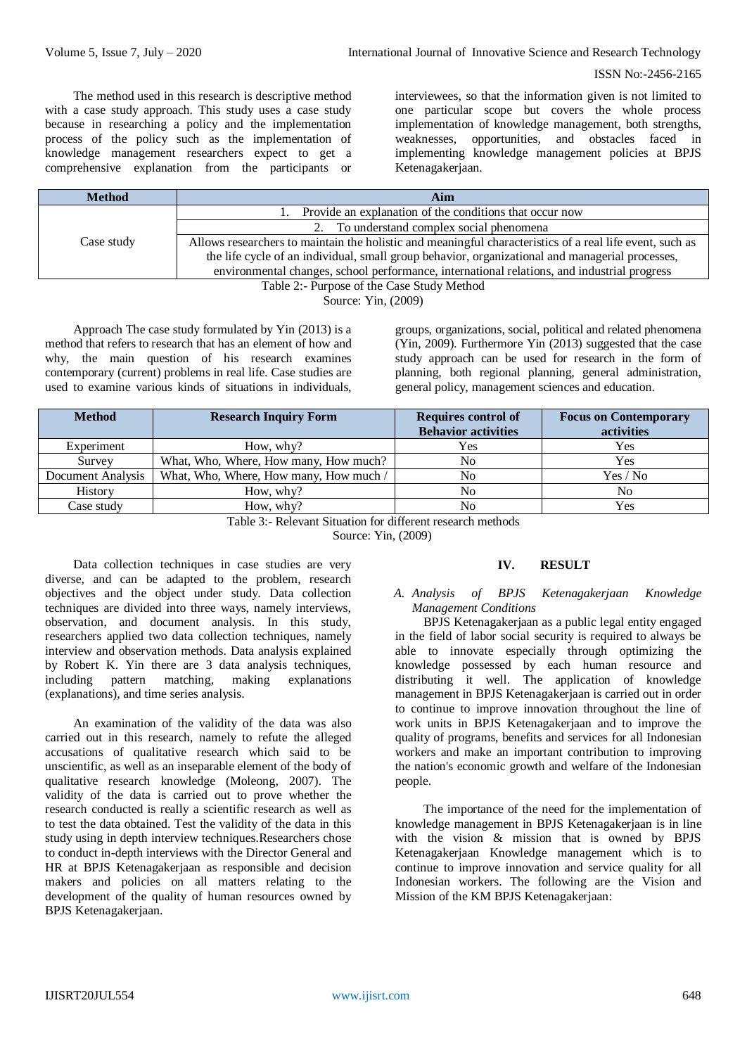The method used in this research is descriptive method with a case study approach. This study uses a case study because in researching a policy and the implementation process of the policy such as the implementation of knowledge management researchers expect to get a comprehensive explanation from the participants or interviewees, so that the information given is not limited to one particular scope but covers the whole process implementation of knowledge management, both strengths, weaknesses, opportunities, and obstacles faced in implementing knowledge management policies at BPJS Ketenagakerjaan.

| Method | Aim |
|---|---|
| Case study | 1. Provide an explanation of the conditions that occur now |
| | 2. To understand complex social phenomena |
| | Allows researchers to maintain the holistic and meaningful characteristics of a real life event, such as the life cycle of an individual, small group behavior, organizational and managerial processes, environmental changes, school performance, international relations, and industrial progress |

Table 2:- Purpose of the Case Study Method
Source: Yin, (2009)

Approach The case study formulated by Yin (2013) is a method that refers to research that has an element of how and why, the main question of his research examines contemporary (current) problems in real life. Case studies are used to examine various kinds of situations in individuals, groups, organizations, social, political and related phenomena (Yin, 2009). Furthermore Yin (2013) suggested that the case study approach can be used for research in the form of planning, both regional planning, general administration, general policy, management sciences and education.

| Method | Research Inquiry Form | Requires control of Behavior activities | Focus on Contemporary activities |
|---|---|---|---|
| Experiment | How, why? | Yes | Yes |
| Survey | What, Who, Where, How many, How much? | No | Yes |
| Document Analysis | What, Who, Where, How many, How much / | No | Yes / No |
| History | How, why? | No | No |
| Case study | How, why? | No | Yes |

Table 3:- Relevant Situation for different research methods
Source: Yin, (2009)

Data collection techniques in case studies are very diverse, and can be adapted to the problem, research objectives and the object under study. Data collection techniques are divided into three ways, namely interviews, observation, and document analysis. In this study, researchers applied two data collection techniques, namely interview and observation methods. Data analysis explained by Robert K. Yin there are 3 data analysis techniques, including pattern matching, making explanations (explanations), and time series analysis.

An examination of the validity of the data was also carried out in this research, namely to refute the alleged accusations of qualitative research which said to be unscientific, as well as an inseparable element of the body of qualitative research knowledge (Moleong, 2007). The validity of the data is carried out to prove whether the research conducted is really a scientific research as well as to test the data obtained. Test the validity of the data in this study using in depth interview techniques.Researchers chose to conduct in-depth interviews with the Director General and HR at BPJS Ketenagakerjaan as responsible and decision makers and policies on all matters relating to the development of the quality of human resources owned by BPJS Ketenagakerjaan.

## IV. RESULT

### *A. Analysis of BPJS Ketenagakerjaan Knowledge Management Conditions*

BPJS Ketenagakerjaan as a public legal entity engaged in the field of labor social security is required to always be able to innovate especially through optimizing the knowledge possessed by each human resource and distributing it well. The application of knowledge management in BPJS Ketenagakerjaan is carried out in order to continue to improve innovation throughout the line of work units in BPJS Ketenagakerjaan and to improve the quality of programs, benefits and services for all Indonesian workers and make an important contribution to improving the nation's economic growth and welfare of the Indonesian people.

The importance of the need for the implementation of knowledge management in BPJS Ketenagakerjaan is in line with the vision & mission that is owned by BPJS Ketenagakerjaan Knowledge management which is to continue to improve innovation and service quality for all Indonesian workers. The following are the Vision and Mission of the KM BPJS Ketenagakerjaan: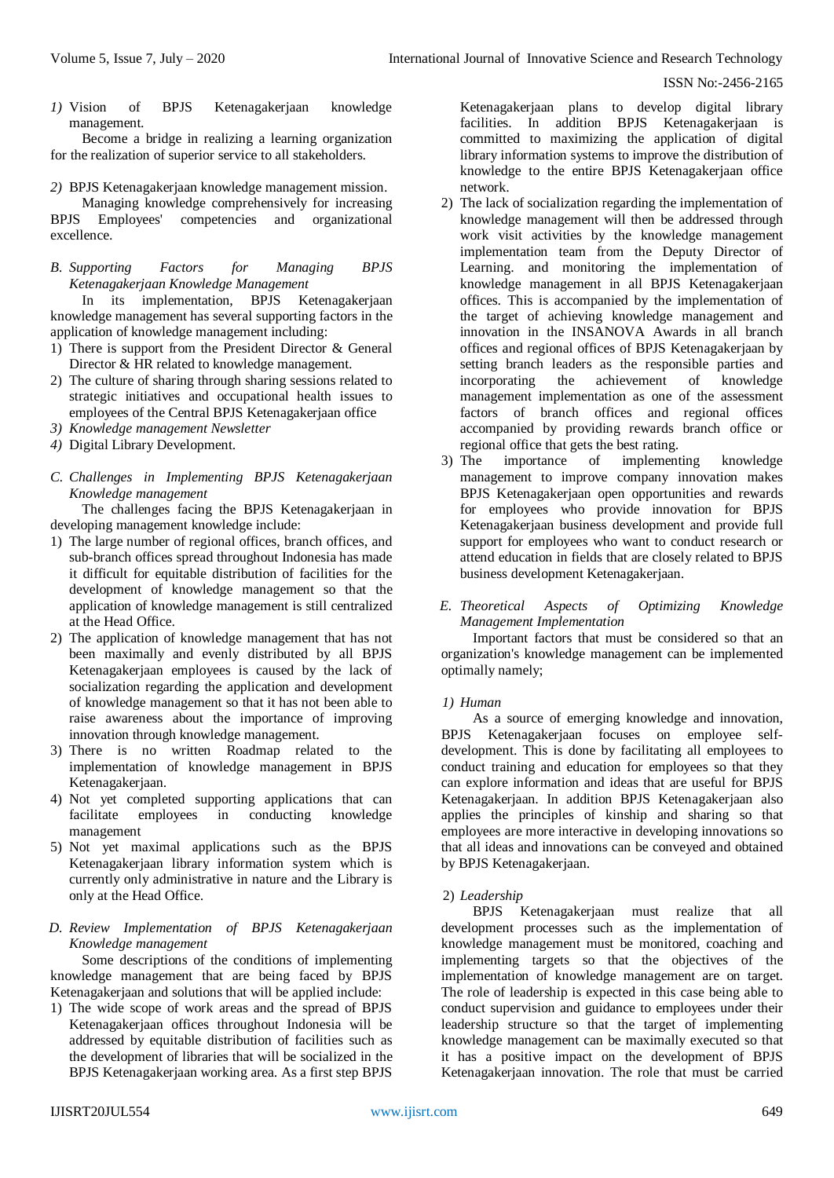*1)* Vision of BPJS Ketenagakerjaan knowledge management.

Become a bridge in realizing a learning organization for the realization of superior service to all stakeholders.

*2)* BPJS Ketenagakerjaan knowledge management mission.

Managing knowledge comprehensively for increasing BPJS Employees' competencies and organizational excellence.

### *B. Supporting Factors for Managing BPJS Ketenagakerjaan Knowledge Management*

In its implementation, BPJS Ketenagakerjaan knowledge management has several supporting factors in the application of knowledge management including:

1) There is support from the President Director & General Director & HR related to knowledge management.
2) The culture of sharing through sharing sessions related to strategic initiatives and occupational health issues to employees of the Central BPJS Ketenagakerjaan office
3) *Knowledge management Newsletter*
4) Digital Library Development.

### *C. Challenges in Implementing BPJS Ketenagakerjaan Knowledge management*

The challenges facing the BPJS Ketenagakerjaan in developing management knowledge include:

1) The large number of regional offices, branch offices, and sub-branch offices spread throughout Indonesia has made it difficult for equitable distribution of facilities for the development of knowledge management so that the application of knowledge management is still centralized at the Head Office.
2) The application of knowledge management that has not been maximally and evenly distributed by all BPJS Ketenagakerjaan employees is caused by the lack of socialization regarding the application and development of knowledge management so that it has not been able to raise awareness about the importance of improving innovation through knowledge management.
3) There is no written Roadmap related to the implementation of knowledge management in BPJS Ketenagakerjaan.
4) Not yet completed supporting applications that can facilitate employees in conducting knowledge management
5) Not yet maximal applications such as the BPJS Ketenagakerjaan library information system which is currently only administrative in nature and the Library is only at the Head Office.

### *D. Review Implementation of BPJS Ketenagakerjaan Knowledge management*

Some descriptions of the conditions of implementing knowledge management that are being faced by BPJS Ketenagakerjaan and solutions that will be applied include:

1) The wide scope of work areas and the spread of BPJS Ketenagakerjaan offices throughout Indonesia will be addressed by equitable distribution of facilities such as the development of libraries that will be socialized in the BPJS Ketenagakerjaan working area. As a first step BPJS Ketenagakerjaan plans to develop digital library facilities. In addition BPJS Ketenagakerjaan is committed to maximizing the application of digital library information systems to improve the distribution of knowledge to the entire BPJS Ketenagakerjaan office network.
2) The lack of socialization regarding the implementation of knowledge management will then be addressed through work visit activities by the knowledge management implementation team from the Deputy Director of Learning. and monitoring the implementation of knowledge management in all BPJS Ketenagakerjaan offices. This is accompanied by the implementation of the target of achieving knowledge management and innovation in the INSANOVA Awards in all branch offices and regional offices of BPJS Ketenagakerjaan by setting branch leaders as the responsible parties and incorporating the achievement of knowledge management implementation as one of the assessment factors of branch offices and regional offices accompanied by providing rewards branch office or regional office that gets the best rating.
3) The importance of implementing knowledge management to improve company innovation makes BPJS Ketenagakerjaan open opportunities and rewards for employees who provide innovation for BPJS Ketenagakerjaan business development and provide full support for employees who want to conduct research or attend education in fields that are closely related to BPJS business development Ketenagakerjaan.

### *E. Theoretical Aspects of Optimizing Knowledge Management Implementation*

Important factors that must be considered so that an organization's knowledge management can be implemented optimally namely;

*1) Human*

As a source of emerging knowledge and innovation, BPJS Ketenagakerjaan focuses on employee self-development. This is done by facilitating all employees to conduct training and education for employees so that they can explore information and ideas that are useful for BPJS Ketenagakerjaan. In addition BPJS Ketenagakerjaan also applies the principles of kinship and sharing so that employees are more interactive in developing innovations so that all ideas and innovations can be conveyed and obtained by BPJS Ketenagakerjaan.

2) *Leadership*

BPJS Ketenagakerjaan must realize that all development processes such as the implementation of knowledge management must be monitored, coaching and implementing targets so that the objectives of the implementation of knowledge management are on target. The role of leadership is expected in this case being able to conduct supervision and guidance to employees under their leadership structure so that the target of implementing knowledge management can be maximally executed so that it has a positive impact on the development of BPJS Ketenagakerjaan innovation. The role that must be carried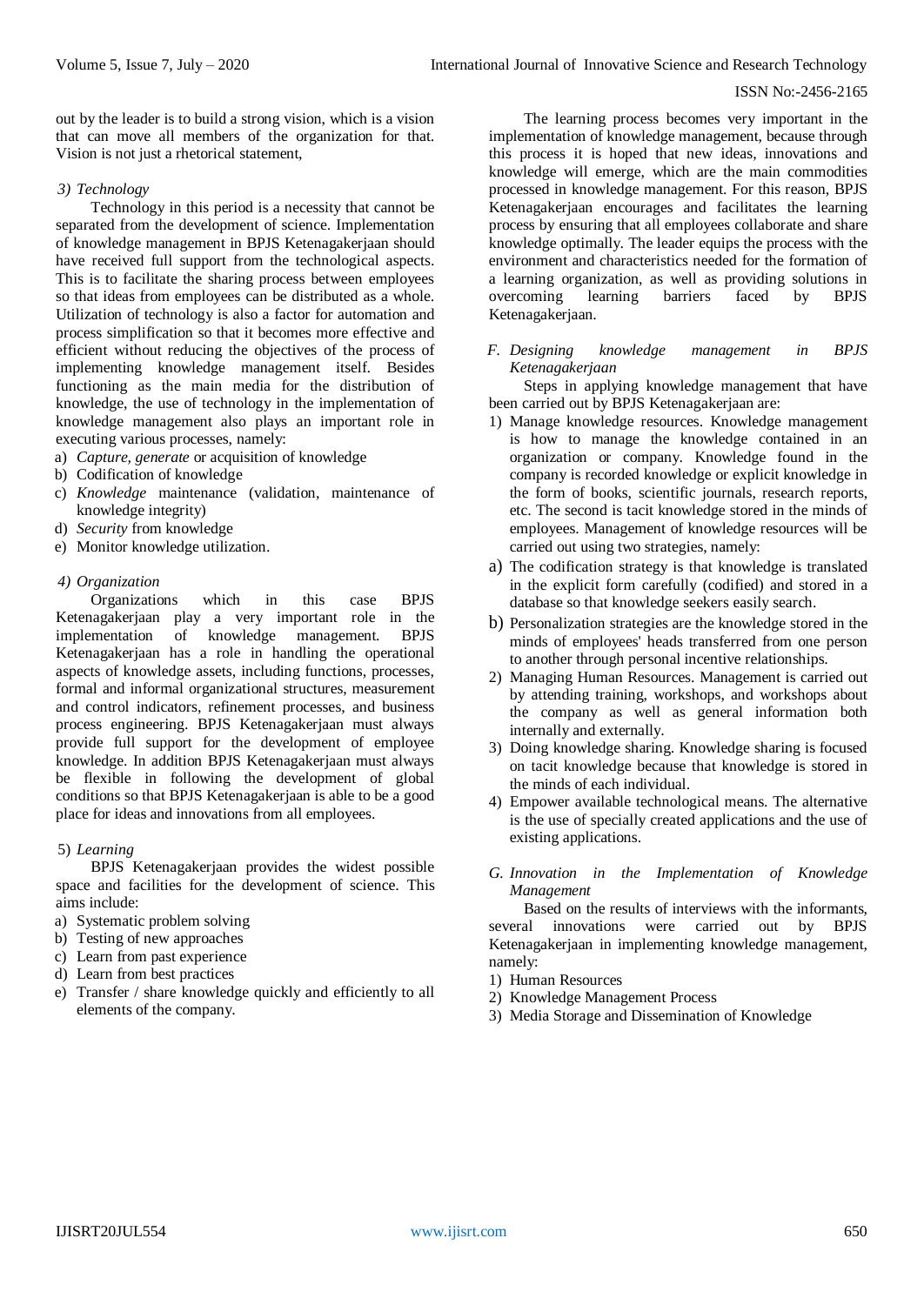out by the leader is to build a strong vision, which is a vision that can move all members of the organization for that. Vision is not just a rhetorical statement,

#### *3) Technology*

Technology in this period is a necessity that cannot be separated from the development of science. Implementation of knowledge management in BPJS Ketenagakerjaan should have received full support from the technological aspects. This is to facilitate the sharing process between employees so that ideas from employees can be distributed as a whole. Utilization of technology is also a factor for automation and process simplification so that it becomes more effective and efficient without reducing the objectives of the process of implementing knowledge management itself. Besides functioning as the main media for the distribution of knowledge, the use of technology in the implementation of knowledge management also plays an important role in executing various processes, namely:

a) *Capture, generate* or acquisition of knowledge
b) Codification of knowledge
c) *Knowledge* maintenance (validation, maintenance of knowledge integrity)
d) *Security* from knowledge
e) Monitor knowledge utilization.

#### *4) Organization*

Organizations which in this case BPJS Ketenagakerjaan play a very important role in the implementation of knowledge management. BPJS Ketenagakerjaan has a role in handling the operational aspects of knowledge assets, including functions, processes, formal and informal organizational structures, measurement and control indicators, refinement processes, and business process engineering. BPJS Ketenagakerjaan must always provide full support for the development of employee knowledge. In addition BPJS Ketenagakerjaan must always be flexible in following the development of global conditions so that BPJS Ketenagakerjaan is able to be a good place for ideas and innovations from all employees.

#### 5) *Learning*

BPJS Ketenagakerjaan provides the widest possible space and facilities for the development of science. This aims include:

a) Systematic problem solving
b) Testing of new approaches
c) Learn from past experience
d) Learn from best practices
e) Transfer / share knowledge quickly and efficiently to all elements of the company.

The learning process becomes very important in the implementation of knowledge management, because through this process it is hoped that new ideas, innovations and knowledge will emerge, which are the main commodities processed in knowledge management. For this reason, BPJS Ketenagakerjaan encourages and facilitates the learning process by ensuring that all employees collaborate and share knowledge optimally. The leader equips the process with the environment and characteristics needed for the formation of a learning organization, as well as providing solutions in overcoming learning barriers faced by BPJS Ketenagakerjaan.

### *F. Designing knowledge management in BPJS Ketenagakerjaan*

Steps in applying knowledge management that have been carried out by BPJS Ketenagakerjaan are:

1) Manage knowledge resources. Knowledge management is how to manage the knowledge contained in an organization or company. Knowledge found in the company is recorded knowledge or explicit knowledge in the form of books, scientific journals, research reports, etc. The second is tacit knowledge stored in the minds of employees. Management of knowledge resources will be carried out using two strategies, namely:

a) The codification strategy is that knowledge is translated in the explicit form carefully (codified) and stored in a database so that knowledge seekers easily search.
b) Personalization strategies are the knowledge stored in the minds of employees' heads transferred from one person to another through personal incentive relationships.

2) Managing Human Resources. Management is carried out by attending training, workshops, and workshops about the company as well as general information both internally and externally.
3) Doing knowledge sharing. Knowledge sharing is focused on tacit knowledge because that knowledge is stored in the minds of each individual.
4) Empower available technological means. The alternative is the use of specially created applications and the use of existing applications.

### *G. Innovation in the Implementation of Knowledge Management*

Based on the results of interviews with the informants, several innovations were carried out by BPJS Ketenagakerjaan in implementing knowledge management, namely:

1) Human Resources
2) Knowledge Management Process
3) Media Storage and Dissemination of Knowledge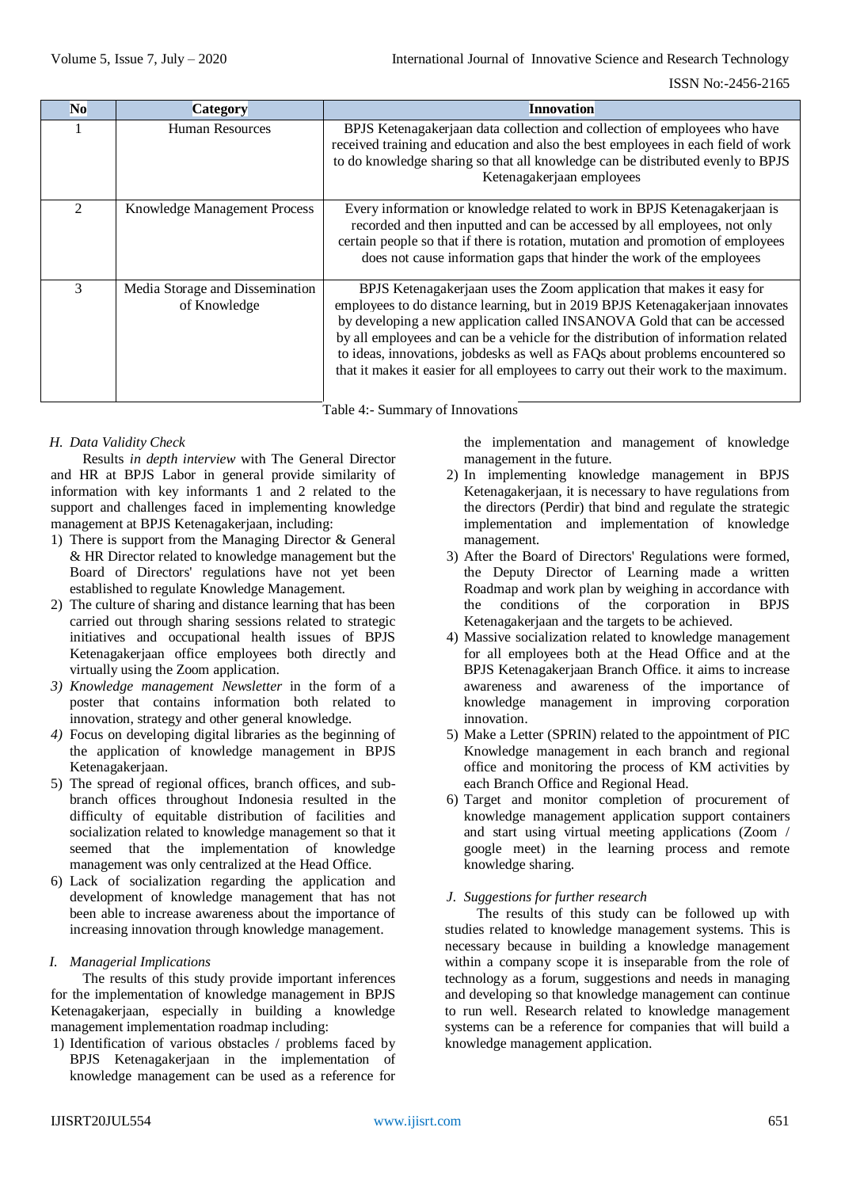| No | Category | Innovation |
|---|---|---|
| 1 | Human Resources | BPJS Ketenagakerjaan data collection and collection of employees who have received training and education and also the best employees in each field of work to do knowledge sharing so that all knowledge can be distributed evenly to BPJS Ketenagakerjaan employees |
| 2 | Knowledge Management Process | Every information or knowledge related to work in BPJS Ketenagakerjaan is recorded and then inputted and can be accessed by all employees, not only certain people so that if there is rotation, mutation and promotion of employees does not cause information gaps that hinder the work of the employees |
| 3 | Media Storage and Dissemination of Knowledge | BPJS Ketenagakerjaan uses the Zoom application that makes it easy for employees to do distance learning, but in 2019 BPJS Ketenagakerjaan innovates by developing a new application called INSANOVA Gold that can be accessed by all employees and can be a vehicle for the distribution of information related to ideas, innovations, jobdesks as well as FAQs about problems encountered so that it makes it easier for all employees to carry out their work to the maximum. |

Table 4:- Summary of Innovations

### *H. Data Validity Check*

Results *in depth interview* with The General Director and HR at BPJS Labor in general provide similarity of information with key informants 1 and 2 related to the support and challenges faced in implementing knowledge management at BPJS Ketenagakerjaan, including:

1) There is support from the Managing Director & General & HR Director related to knowledge management but the Board of Directors' regulations have not yet been established to regulate Knowledge Management.
2) The culture of sharing and distance learning that has been carried out through sharing sessions related to strategic initiatives and occupational health issues of BPJS Ketenagakerjaan office employees both directly and virtually using the Zoom application.
3) *Knowledge management Newsletter* in the form of a poster that contains information both related to innovation, strategy and other general knowledge.
4) Focus on developing digital libraries as the beginning of the application of knowledge management in BPJS Ketenagakerjaan.
5) The spread of regional offices, branch offices, and sub-branch offices throughout Indonesia resulted in the difficulty of equitable distribution of facilities and socialization related to knowledge management so that it seemed that the implementation of knowledge management was only centralized at the Head Office.
6) Lack of socialization regarding the application and development of knowledge management that has not been able to increase awareness about the importance of increasing innovation through knowledge management.

### *I. Managerial Implications*

The results of this study provide important inferences for the implementation of knowledge management in BPJS Ketenagakerjaan, especially in building a knowledge management implementation roadmap including:

1) Identification of various obstacles / problems faced by BPJS Ketenagakerjaan in the implementation of knowledge management can be used as a reference for the implementation and management of knowledge management in the future.
2) In implementing knowledge management in BPJS Ketenagakerjaan, it is necessary to have regulations from the directors (Perdir) that bind and regulate the strategic implementation and implementation of knowledge management.
3) After the Board of Directors' Regulations were formed, the Deputy Director of Learning made a written Roadmap and work plan by weighing in accordance with the conditions of the corporation in BPJS Ketenagakerjaan and the targets to be achieved.
4) Massive socialization related to knowledge management for all employees both at the Head Office and at the BPJS Ketenagakerjaan Branch Office. it aims to increase awareness and awareness of the importance of knowledge management in improving corporation innovation.
5) Make a Letter (SPRIN) related to the appointment of PIC Knowledge management in each branch and regional office and monitoring the process of KM activities by each Branch Office and Regional Head.
6) Target and monitor completion of procurement of knowledge management application support containers and start using virtual meeting applications (Zoom / google meet) in the learning process and remote knowledge sharing.

### *J. Suggestions for further research*

The results of this study can be followed up with studies related to knowledge management systems. This is necessary because in building a knowledge management within a company scope it is inseparable from the role of technology as a forum, suggestions and needs in managing and developing so that knowledge management can continue to run well. Research related to knowledge management systems can be a reference for companies that will build a knowledge management application.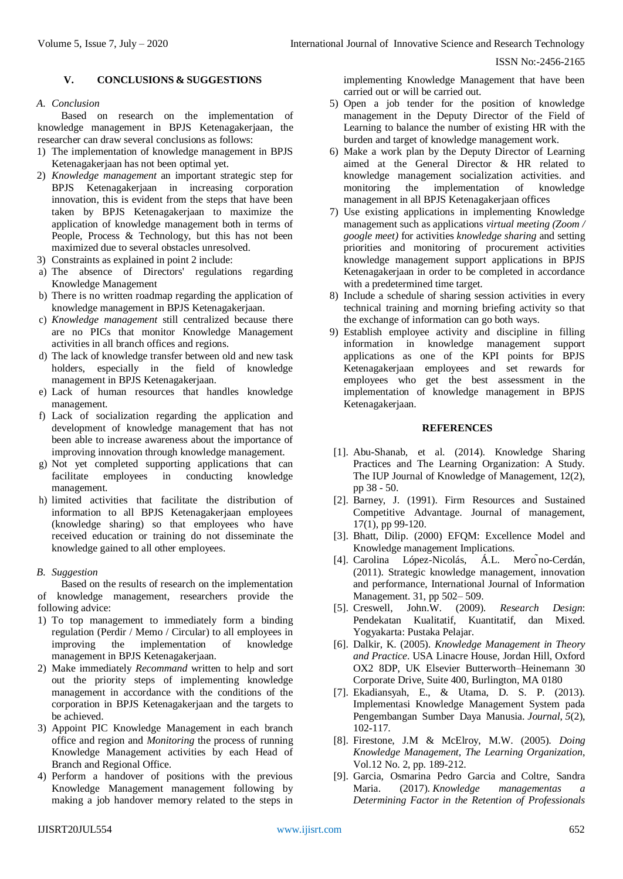## V. CONCLUSIONS & SUGGESTIONS

### A. Conclusion

Based on research on the implementation of knowledge management in BPJS Ketenagakerjaan, the researcher can draw several conclusions as follows:

1) The implementation of knowledge management in BPJS Ketenagakerjaan has not been optimal yet.
2) *Knowledge management* an important strategic step for BPJS Ketenagakerjaan in increasing corporation innovation, this is evident from the steps that have been taken by BPJS Ketenagakerjaan to maximize the application of knowledge management both in terms of People, Process & Technology, but this has not been maximized due to several obstacles unresolved.
3) Constraints as explained in point 2 include:
   a) The absence of Directors' regulations regarding Knowledge Management
   b) There is no written roadmap regarding the application of knowledge management in BPJS Ketenagakerjaan.
   c) *Knowledge management* still centralized because there are no PICs that monitor Knowledge Management activities in all branch offices and regions.
   d) The lack of knowledge transfer between old and new task holders, especially in the field of knowledge management in BPJS Ketenagakerjaan.
   e) Lack of human resources that handles knowledge management.
   f) Lack of socialization regarding the application and development of knowledge management that has not been able to increase awareness about the importance of improving innovation through knowledge management.
   g) Not yet completed supporting applications that can facilitate employees in conducting knowledge management.
   h) limited activities that facilitate the distribution of information to all BPJS Ketenagakerjaan employees (knowledge sharing) so that employees who have received education or training do not disseminate the knowledge gained to all other employees.

### B. Suggestion

Based on the results of research on the implementation of knowledge management, researchers provide the following advice:

1) To top management to immediately form a binding regulation (Perdir / Memo / Circular) to all employees in improving the implementation of knowledge management in BPJS Ketenagakerjaan.
2) Make immediately *Recommand* written to help and sort out the priority steps of implementing knowledge management in accordance with the conditions of the corporation in BPJS Ketenagakerjaan and the targets to be achieved.
3) Appoint PIC Knowledge Management in each branch office and region and *Monitoring* the process of running Knowledge Management activities by each Head of Branch and Regional Office.
4) Perform a handover of positions with the previous Knowledge Management management following by making a job handover memory related to the steps in implementing Knowledge Management that have been carried out or will be carried out.
5) Open a job tender for the position of knowledge management in the Deputy Director of the Field of Learning to balance the number of existing HR with the burden and target of knowledge management work.
6) Make a work plan by the Deputy Director of Learning aimed at the General Director & HR related to knowledge management socialization activities. and monitoring the implementation of knowledge management in all BPJS Ketenagakerjaan offices
7) Use existing applications in implementing Knowledge management such as applications *virtual meeting (Zoom / google meet)* for activities *knowledge sharing* and setting priorities and monitoring of procurement activities knowledge management support applications in BPJS Ketenagakerjaan in order to be completed in accordance with a predetermined time target.
8) Include a schedule of sharing session activities in every technical training and morning briefing activity so that the exchange of information can go both ways.
9) Establish employee activity and discipline in filling information in knowledge management support applications as one of the KPI points for BPJS Ketenagakerjaan employees and set rewards for employees who get the best assessment in the implementation of knowledge management in BPJS Ketenagakerjaan.

## REFERENCES

[1]. Abu-Shanab, et al. (2014). Knowledge Sharing Practices and The Learning Organization: A Study. The IUP Journal of Knowledge of Management, 12(2), pp 38 - 50.

[2]. Barney, J. (1991). Firm Resources and Sustained Competitive Advantage. Journal of management, 17(1), pp 99-120.

[3]. Bhatt, Dilip. (2000) EFQM: Excellence Model and Knowledge management Implications.

[4]. Carolina López-Nicolás, Á.L. Mero˜no-Cerdán, (2011). Strategic knowledge management, innovation and performance, International Journal of Information Management. 31, pp 502– 509.

[5]. Creswell, John.W. (2009). *Research Design*: Pendekatan Kualitatif, Kuantitatif, dan Mixed. Yogyakarta: Pustaka Pelajar.

[6]. Dalkir, K. (2005). *Knowledge Management in Theory and Practice*. USA Linacre House, Jordan Hill, Oxford OX2 8DP, UK Elsevier Butterworth–Heinemann 30 Corporate Drive, Suite 400, Burlington, MA 0180

[7]. Ekadiansyah, E., & Utama, D. S. P. (2013). Implementasi Knowledge Management System pada Pengembangan Sumber Daya Manusia. *Journal*, *5*(2), 102-117.

[8]. Firestone, J.M & McElroy, M.W. (2005). *Doing Knowledge Management, The Learning Organization*, Vol.12 No. 2, pp. 189-212.

[9]. Garcia, Osmarina Pedro Garcia and Coltre, Sandra Maria. (2017). *Knowledge managementas a Determining Factor in the Retention of Professionals*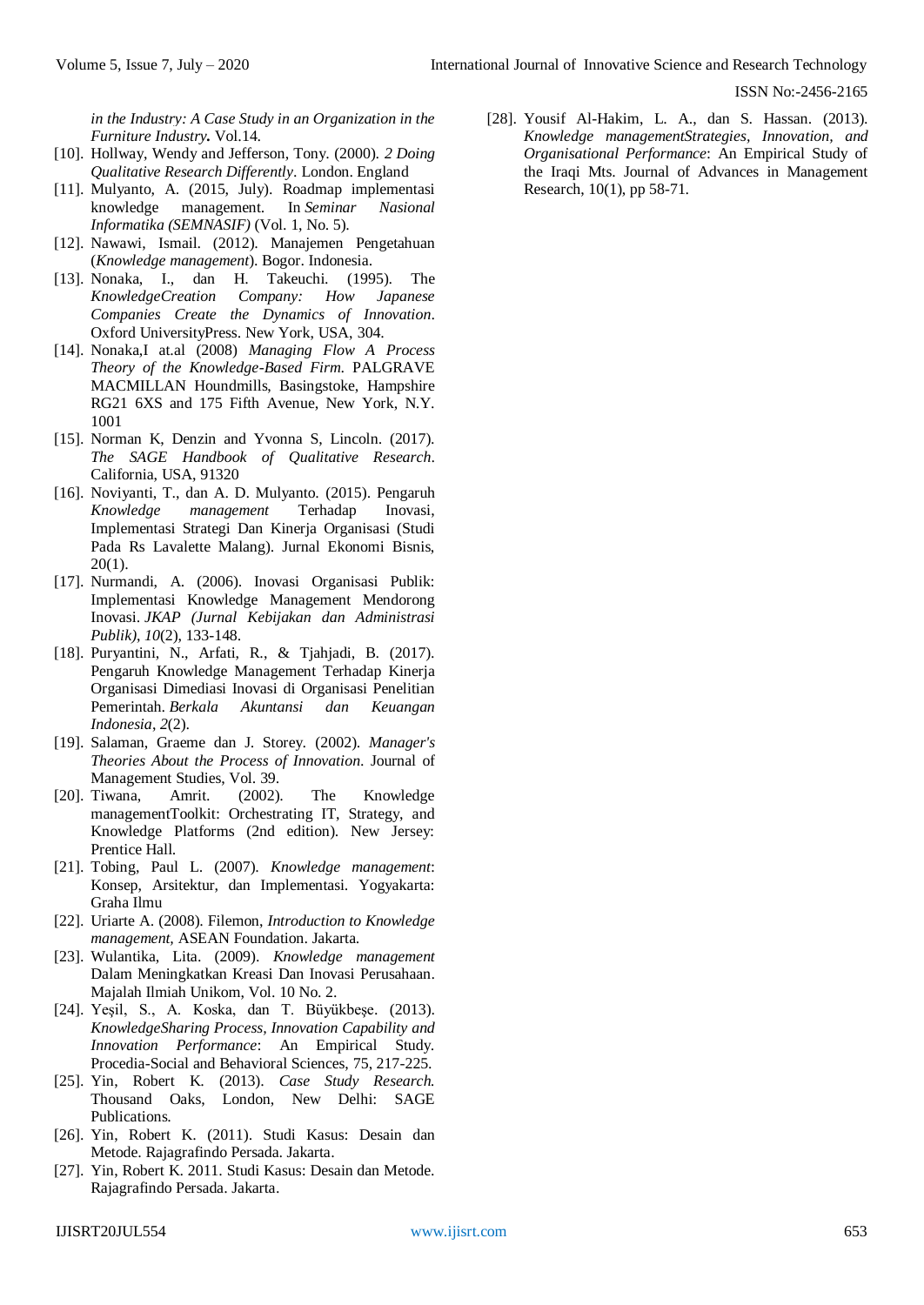*in the Industry: A Case Study in an Organization in the Furniture Industry***.** Vol.14.

[10]. Hollway, Wendy and Jefferson, Tony. (2000). *2 Doing Qualitative Research Differently*. London. England

[11]. Mulyanto, A. (2015, July). Roadmap implementasi knowledge management. In *Seminar Nasional Informatika (SEMNASIF)* (Vol. 1, No. 5).

[12]. Nawawi, Ismail. (2012). Manajemen Pengetahuan (*Knowledge management*). Bogor. Indonesia.

[13]. Nonaka, I., dan H. Takeuchi. (1995). The *KnowledgeCreation Company: How Japanese Companies Create the Dynamics of Innovation*. Oxford UniversityPress. New York, USA, 304.

[14]. Nonaka,I at.al (2008) *Managing Flow A Process Theory of the Knowledge-Based Firm.* PALGRAVE MACMILLAN Houndmills, Basingstoke, Hampshire RG21 6XS and 175 Fifth Avenue, New York, N.Y. 1001

[15]. Norman K, Denzin and Yvonna S, Lincoln. (2017). *The SAGE Handbook of Qualitative Research*. California, USA, 91320

[16]. Noviyanti, T., dan A. D. Mulyanto. (2015). Pengaruh *Knowledge management* Terhadap Inovasi, Implementasi Strategi Dan Kinerja Organisasi (Studi Pada Rs Lavalette Malang). Jurnal Ekonomi Bisnis, 20(1).

[17]. Nurmandi, A. (2006). Inovasi Organisasi Publik: Implementasi Knowledge Management Mendorong Inovasi. *JKAP (Jurnal Kebijakan dan Administrasi Publik)*, *10*(2), 133-148.

[18]. Puryantini, N., Arfati, R., & Tjahjadi, B. (2017). Pengaruh Knowledge Management Terhadap Kinerja Organisasi Dimediasi Inovasi di Organisasi Penelitian Pemerintah. *Berkala Akuntansi dan Keuangan Indonesia*, *2*(2).

[19]. Salaman, Graeme dan J. Storey. (2002). *Manager's Theories About the Process of Innovation*. Journal of Management Studies, Vol. 39.

[20]. Tiwana, Amrit. (2002). The Knowledge managementToolkit: Orchestrating IT, Strategy, and Knowledge Platforms (2nd edition). New Jersey: Prentice Hall.

[21]. Tobing, Paul L. (2007). *Knowledge management*: Konsep, Arsitektur, dan Implementasi. Yogyakarta: Graha Ilmu

[22]. Uriarte A. (2008). Filemon, *Introduction to Knowledge management,* ASEAN Foundation. Jakarta.

[23]. Wulantika, Lita. (2009). *Knowledge management* Dalam Meningkatkan Kreasi Dan Inovasi Perusahaan. Majalah Ilmiah Unikom, Vol. 10 No. 2.

[24]. Yeşil, S., A. Koska, dan T. Büyükbeşe. (2013). *KnowledgeSharing Process, Innovation Capability and Innovation Performance*: An Empirical Study. Procedia-Social and Behavioral Sciences, 75, 217-225.

[25]. Yin, Robert K. (2013). *Case Study Research.* Thousand Oaks, London, New Delhi: SAGE Publications.

[26]. Yin, Robert K. (2011). Studi Kasus: Desain dan Metode. Rajagrafindo Persada. Jakarta.

[27]. Yin, Robert K. 2011. Studi Kasus: Desain dan Metode. Rajagrafindo Persada. Jakarta.

[28]. Yousif Al-Hakim, L. A., dan S. Hassan. (2013). *Knowledge managementStrategies, Innovation, and Organisational Performance*: An Empirical Study of the Iraqi Mts. Journal of Advances in Management Research, 10(1), pp 58-71.